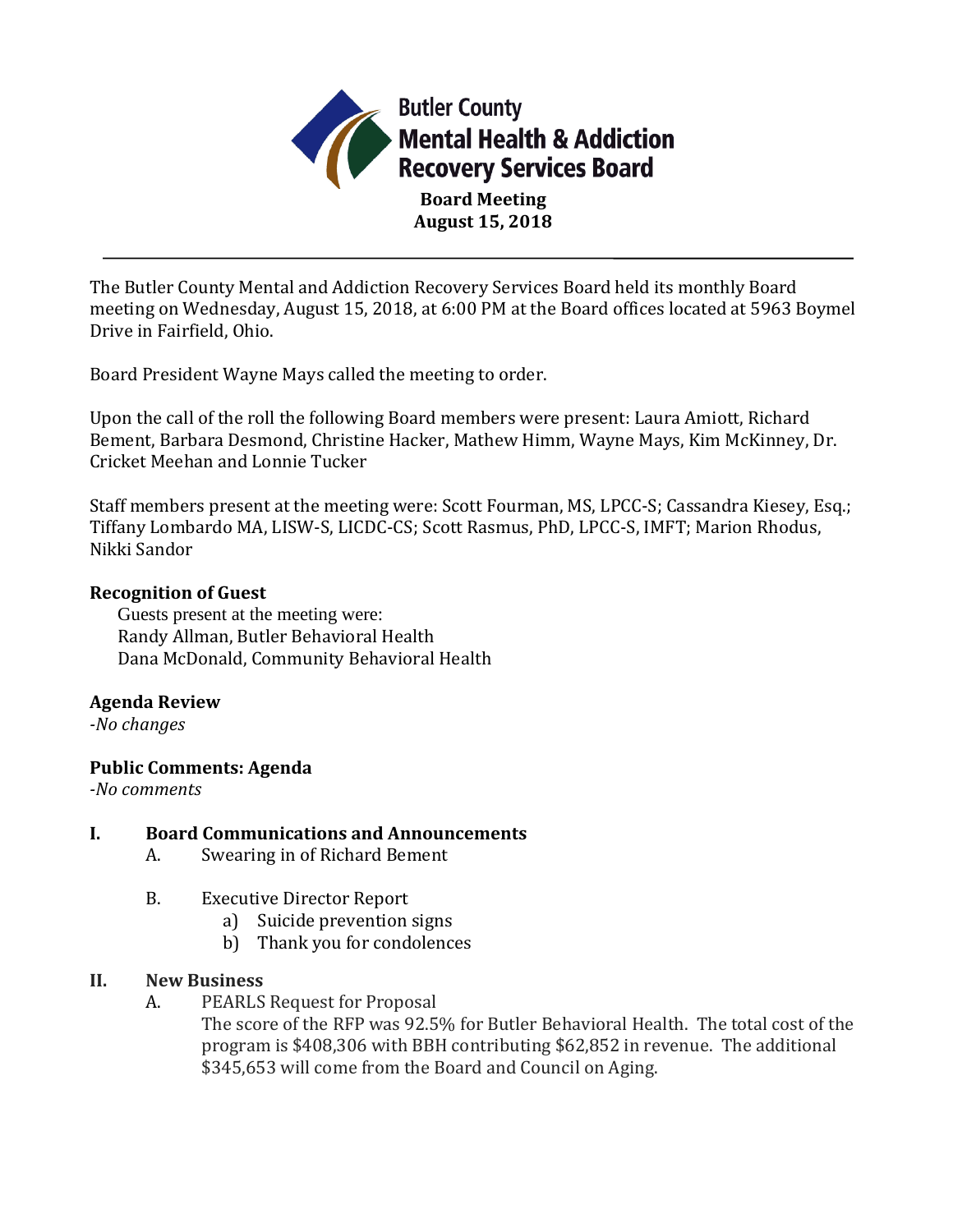# Butler County Mental Health & Addiction Recovery Services Board

**Board Meeting**
**August 15, 2018**

---

The Butler County Mental and Addiction Recovery Services Board held its monthly Board meeting on Wednesday, August 15, 2018, at 6:00 PM at the Board offices located at 5963 Boymel Drive in Fairfield, Ohio.

Board President Wayne Mays called the meeting to order.

Upon the call of the roll the following Board members were present: Laura Amiott, Richard Bement, Barbara Desmond, Christine Hacker, Mathew Himm, Wayne Mays, Kim McKinney, Dr. Cricket Meehan and Lonnie Tucker

Staff members present at the meeting were: Scott Fourman, MS, LPCC-S; Cassandra Kiesey, Esq.; Tiffany Lombardo MA, LISW-S, LICDC-CS; Scott Rasmus, PhD, LPCC-S, IMFT; Marion Rhodus, Nikki Sandor

### Recognition of Guest

Guests present at the meeting were:
Randy Allman, Butler Behavioral Health
Dana McDonald, Community Behavioral Health

### Agenda Review

*-No changes*

### Public Comments: Agenda

*-No comments*

## I. Board Communications and Announcements

A. Swearing in of Richard Bement

B. Executive Director Report
   a) Suicide prevention signs
   b) Thank you for condolences

## II. New Business

A. PEARLS Request for Proposal
   The score of the RFP was 92.5% for Butler Behavioral Health. The total cost of the program is $408,306 with BBH contributing $62,852 in revenue. The additional $345,653 will come from the Board and Council on Aging.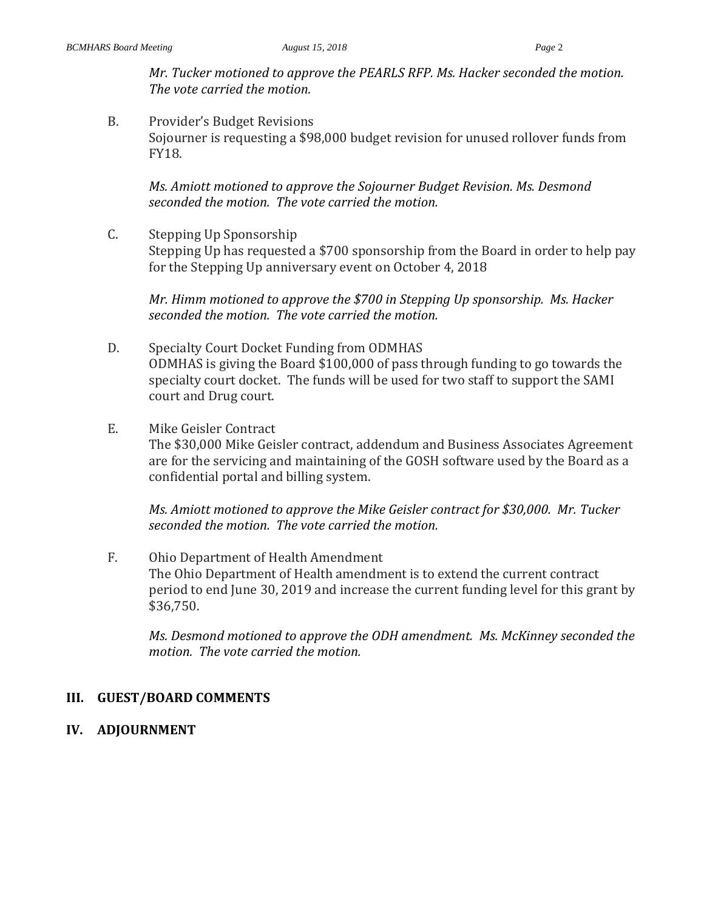*Mr. Tucker motioned to approve the PEARLS RFP. Ms. Hacker seconded the motion. The vote carried the motion.*

B. Provider's Budget Revisions
Sojourner is requesting a $98,000 budget revision for unused rollover funds from FY18.

*Ms. Amiott motioned to approve the Sojourner Budget Revision. Ms. Desmond seconded the motion. The vote carried the motion.*

C. Stepping Up Sponsorship
Stepping Up has requested a $700 sponsorship from the Board in order to help pay for the Stepping Up anniversary event on October 4, 2018

*Mr. Himm motioned to approve the $700 in Stepping Up sponsorship. Ms. Hacker seconded the motion. The vote carried the motion.*

D. Specialty Court Docket Funding from ODMHAS
ODMHAS is giving the Board $100,000 of pass through funding to go towards the specialty court docket. The funds will be used for two staff to support the SAMI court and Drug court.

E. Mike Geisler Contract
The $30,000 Mike Geisler contract, addendum and Business Associates Agreement are for the servicing and maintaining of the GOSH software used by the Board as a confidential portal and billing system.

*Ms. Amiott motioned to approve the Mike Geisler contract for $30,000. Mr. Tucker seconded the motion. The vote carried the motion.*

F. Ohio Department of Health Amendment
The Ohio Department of Health amendment is to extend the current contract period to end June 30, 2019 and increase the current funding level for this grant by $36,750.

*Ms. Desmond motioned to approve the ODH amendment. Ms. McKinney seconded the motion. The vote carried the motion.*

## III. GUEST/BOARD COMMENTS

## IV. ADJOURNMENT